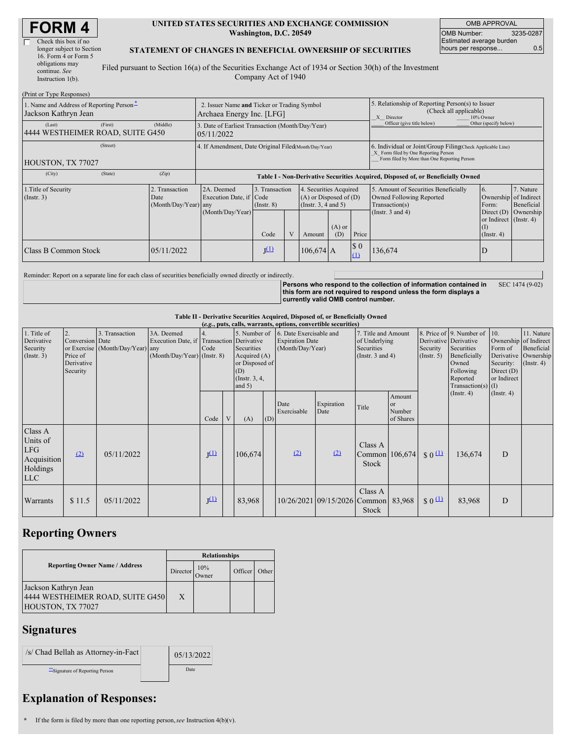# FORM 4

☐ Check this box if no longer subject to Section 16. Form 4 or Form 5 obligations may continue. *See* Instruction 1(b).

**UNITED STATES SECURITIES AND EXCHANGE COMMISSION**
**Washington, D.C. 20549**

**STATEMENT OF CHANGES IN BENEFICIAL OWNERSHIP OF SECURITIES**

Filed pursuant to Section 16(a) of the Securities Exchange Act of 1934 or Section 30(h) of the Investment Company Act of 1940

| OMB APPROVAL | |
|---|---|
| OMB Number: | 3235-0287 |
| Estimated average burden hours per response... | 0.5 |

(Print or Type Responses)

| 1. Name and Address of Reporting Person* | 2. Issuer Name and Ticker or Trading Symbol | 5. Relationship of Reporting Person(s) to Issuer (Check all applicable) |
|---|---|---|
| Jackson Kathryn Jean | Archaea Energy Inc. [LFG] | X Director ___ 10% Owner ___ Officer (give title below) ___ Other (specify below) |
| (Last) (First) (Middle) 4444 WESTHEIMER ROAD, SUITE G450 | 3. Date of Earliest Transaction (Month/Day/Year) 05/11/2022 | |
| (Street) HOUSTON, TX 77027 | 4. If Amendment, Date Original Filed (Month/Day/Year) | 6. Individual or Joint/Group Filing (Check Applicable Line) X Form filed by One Reporting Person ___ Form filed by More than One Reporting Person |
| (City) (State) (Zip) | | |

**Table I - Non-Derivative Securities Acquired, Disposed of, or Beneficially Owned**

| 1.Title of Security (Instr. 3) | 2. Transaction Date (Month/Day/Year) | 2A. Deemed Execution Date, if any (Month/Day/Year) | 3. Transaction Code (Instr. 8) | | 4. Securities Acquired (A) or Disposed of (D) (Instr. 3, 4 and 5) | | | 5. Amount of Securities Beneficially Owned Following Reported Transaction(s) (Instr. 3 and 4) | 6. Ownership Form: Direct (D) or Indirect (I) (Instr. 4) | 7. Nature of Indirect Beneficial Ownership (Instr. 4) |
|---|---|---|---|---|---|---|---|---|---|---|
| | | | Code | V | Amount | (A) or (D) | Price | | | |
| Class B Common Stock | 05/11/2022 | | J(1) | | 106,674 | A | $ 0 (1) | 136,674 | D | |

Reminder: Report on a separate line for each class of securities beneficially owned directly or indirectly.

**Persons who respond to the collection of information contained in this form are not required to respond unless the form displays a currently valid OMB control number.** SEC 1474 (9-02)

**Table II - Derivative Securities Acquired, Disposed of, or Beneficially Owned**
***(e.g., puts, calls, warrants, options, convertible securities)***

| 1. Title of Derivative Security (Instr. 3) | 2. Conversion or Exercise Price of Derivative Security | 3. Transaction Date (Month/Day/Year) | 3A. Deemed Execution Date, if any (Month/Day/Year) | 4. Transaction Code (Instr. 8) | | 5. Number of Derivative Securities Acquired (A) or Disposed of (D) (Instr. 3, 4, and 5) | | 6. Date Exercisable and Expiration Date (Month/Day/Year) | | 7. Title and Amount of Underlying Securities (Instr. 3 and 4) | | 8. Price of Derivative Security (Instr. 5) | 9. Number of Derivative Securities Beneficially Owned Following Reported Transaction(s) (Instr. 4) | 10. Ownership Form of Derivative Security: Direct (D) or Indirect (I) (Instr. 4) | 11. Nature of Indirect Beneficial Ownership (Instr. 4) |
|---|---|---|---|---|---|---|---|---|---|---|---|---|---|---|---|
| | | | | Code | V | (A) | (D) | Date Exercisable | Expiration Date | Title | Amount or Number of Shares | | | | |
| Class A Units of LFG Acquisition Holdings LLC | (2) | 05/11/2022 | | J(1) | | 106,674 | | (2) | (2) | Class A Common Stock | 106,674 | $ 0 (1) | 136,674 | D | |
| Warrants | $ 11.5 | 05/11/2022 | | J(1) | | 83,968 | | 10/26/2021 | 09/15/2026 | Class A Common Stock | 83,968 | $ 0 (1) | 83,968 | D | |

## Reporting Owners

| Reporting Owner Name / Address | Relationships | | | |
|---|---|---|---|---|
| | Director | 10% Owner | Officer | Other |
| Jackson Kathryn Jean 4444 WESTHEIMER ROAD, SUITE G450 HOUSTON, TX 77027 | X | | | |

## Signatures

| /s/ Chad Bellah as Attorney-in-Fact | 05/13/2022 |
|---|---|
| **Signature of Reporting Person | Date |

## Explanation of Responses:

\* If the form is filed by more than one reporting person, *see* Instruction 4(b)(v).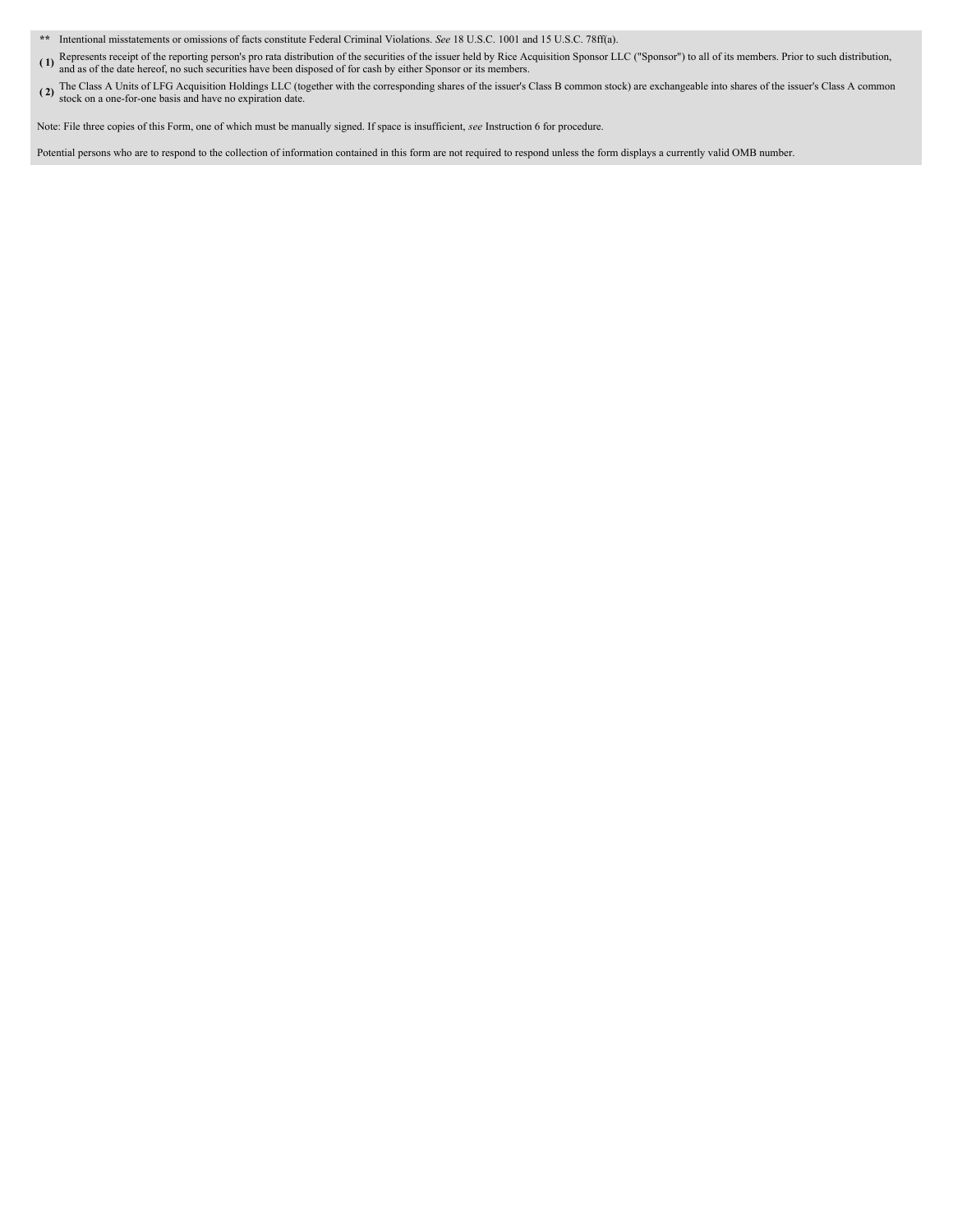** Intentional misstatements or omissions of facts constitute Federal Criminal Violations. *See* 18 U.S.C. 1001 and 15 U.S.C. 78ff(a).

(1) Represents receipt of the reporting person's pro rata distribution of the securities of the issuer held by Rice Acquisition Sponsor LLC ("Sponsor") to all of its members. Prior to such distribution, and as of the date hereof, no such securities have been disposed of for cash by either Sponsor or its members.

(2) The Class A Units of LFG Acquisition Holdings LLC (together with the corresponding shares of the issuer's Class B common stock) are exchangeable into shares of the issuer's Class A common stock on a one-for-one basis and have no expiration date.

Note: File three copies of this Form, one of which must be manually signed. If space is insufficient, *see* Instruction 6 for procedure.

Potential persons who are to respond to the collection of information contained in this form are not required to respond unless the form displays a currently valid OMB number.